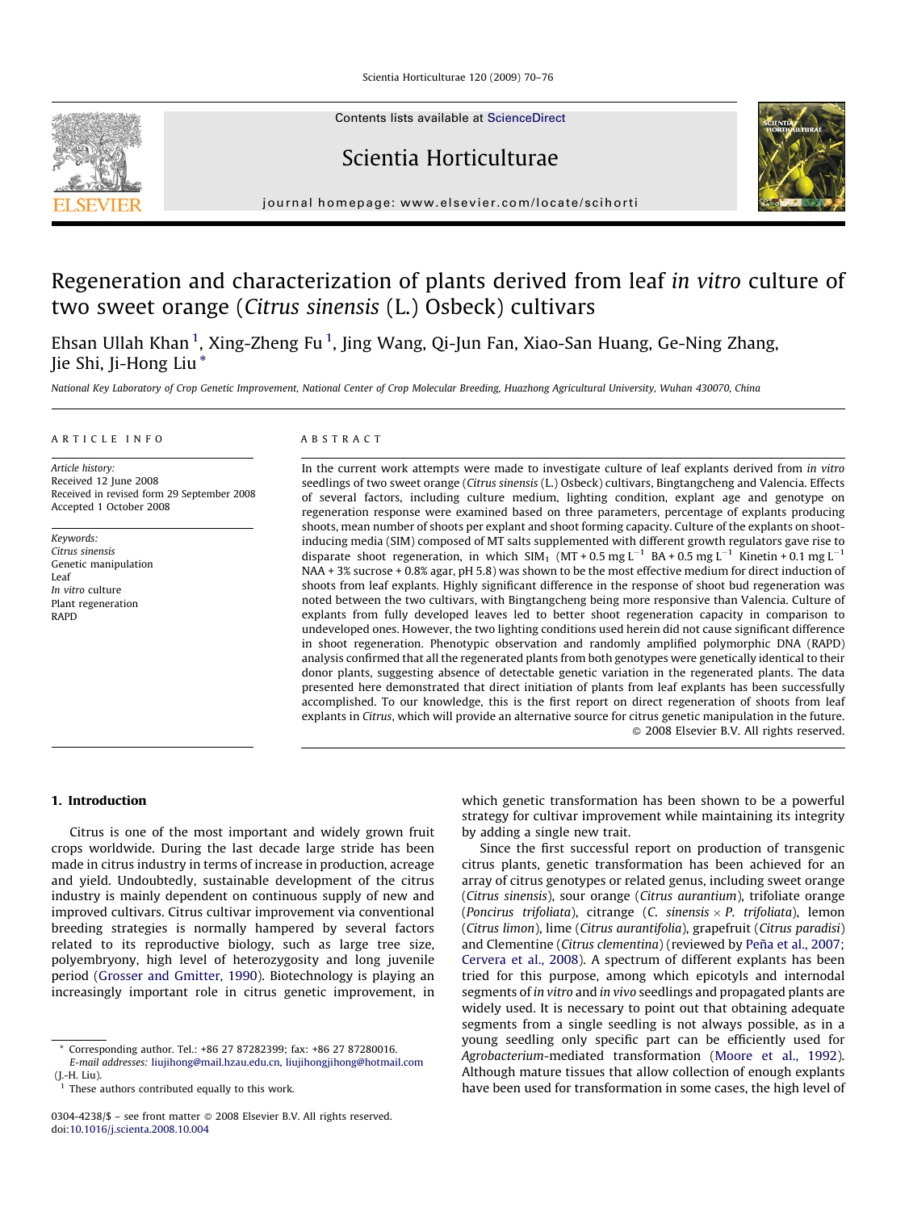# Regeneration and characterization of plants derived from leaf *in vitro* culture of two sweet orange (*Citrus sinensis* (L.) Osbeck) cultivars

Ehsan Ullah Khan [1], Xing-Zheng Fu [1], Jing Wang, Qi-Jun Fan, Xiao-San Huang, Ge-Ning Zhang, Jie Shi, Ji-Hong Liu *

*National Key Laboratory of Crop Genetic Improvement, National Center of Crop Molecular Breeding, Huazhong Agricultural University, Wuhan 430070, China*

## ARTICLE INFO

*Article history:*
Received 12 June 2008
Received in revised form 29 September 2008
Accepted 1 October 2008

*Keywords:*
*Citrus sinensis*
Genetic manipulation
Leaf
*In vitro* culture
Plant regeneration
RAPD

## ABSTRACT

In the current work attempts were made to investigate culture of leaf explants derived from *in vitro* seedlings of two sweet orange (*Citrus sinensis* (L.) Osbeck) cultivars, Bingtangcheng and Valencia. Effects of several factors, including culture medium, lighting condition, explant age and genotype on regeneration response were examined based on three parameters, percentage of explants producing shoots, mean number of shoots per explant and shoot forming capacity. Culture of the explants on shoot-inducing media (SIM) composed of MT salts supplemented with different growth regulators gave rise to disparate shoot regeneration, in which $SIM_1$ (MT + 0.5 mg $L^{-1}$ BA + 0.5 mg $L^{-1}$ Kinetin + 0.1 mg $L^{-1}$ NAA + 3% sucrose + 0.8% agar, pH 5.8) was shown to be the most effective medium for direct induction of shoots from leaf explants. Highly significant difference in the response of shoot bud regeneration was noted between the two cultivars, with Bingtangcheng being more responsive than Valencia. Culture of explants from fully developed leaves led to better shoot regeneration capacity in comparison to undeveloped ones. However, the two lighting conditions used herein did not cause significant difference in shoot regeneration. Phenotypic observation and randomly amplified polymorphic DNA (RAPD) analysis confirmed that all the regenerated plants from both genotypes were genetically identical to their donor plants, suggesting absence of detectable genetic variation in the regenerated plants. The data presented here demonstrated that direct initiation of plants from leaf explants has been successfully accomplished. To our knowledge, this is the first report on direct regeneration of shoots from leaf explants in *Citrus*, which will provide an alternative source for citrus genetic manipulation in the future.

© 2008 Elsevier B.V. All rights reserved.

## 1. Introduction

Citrus is one of the most important and widely grown fruit crops worldwide. During the last decade large stride has been made in citrus industry in terms of increase in production, acreage and yield. Undoubtedly, sustainable development of the citrus industry is mainly dependent on continuous supply of new and improved cultivars. Citrus cultivar improvement via conventional breeding strategies is normally hampered by several factors related to its reproductive biology, such as large tree size, polyembryony, high level of heterozygosity and long juvenile period (Grosser and Gmitter, 1990). Biotechnology is playing an increasingly important role in citrus genetic improvement, in which genetic transformation has been shown to be a powerful strategy for cultivar improvement while maintaining its integrity by adding a single new trait.

Since the first successful report on production of transgenic citrus plants, genetic transformation has been achieved for an array of citrus genotypes or related genus, including sweet orange (*Citrus sinensis*), sour orange (*Citrus aurantium*), trifoliate orange (*Poncirus trifoliata*), citrange (*C. sinensis* × *P. trifoliata*), lemon (*Citrus limon*), lime (*Citrus aurantifolia*), grapefruit (*Citrus paradisi*) and Clementine (*Citrus clementina*) (reviewed by Peña et al., 2007; Cervera et al., 2008). A spectrum of different explants has been tried for this purpose, among which epicotyls and internodal segments of *in vitro* and *in vivo* seedlings and propagated plants are widely used. It is necessary to point out that obtaining adequate segments from a single seedling is not always possible, as in a young seedling only specific part can be efficiently used for *Agrobacterium*-mediated transformation (Moore et al., 1992). Although mature tissues that allow collection of enough explants have been used for transformation in some cases, the high level of

---

* Corresponding author. Tel.: +86 27 87282399; fax: +86 27 87280016.
*E-mail addresses:* liujihong@mail.hzau.edu.cn, liujihongjihong@hotmail.com (J.-H. Liu).

[1] These authors contributed equally to this work.

0304-4238/$ – see front matter © 2008 Elsevier B.V. All rights reserved.
doi:10.1016/j.scienta.2008.10.004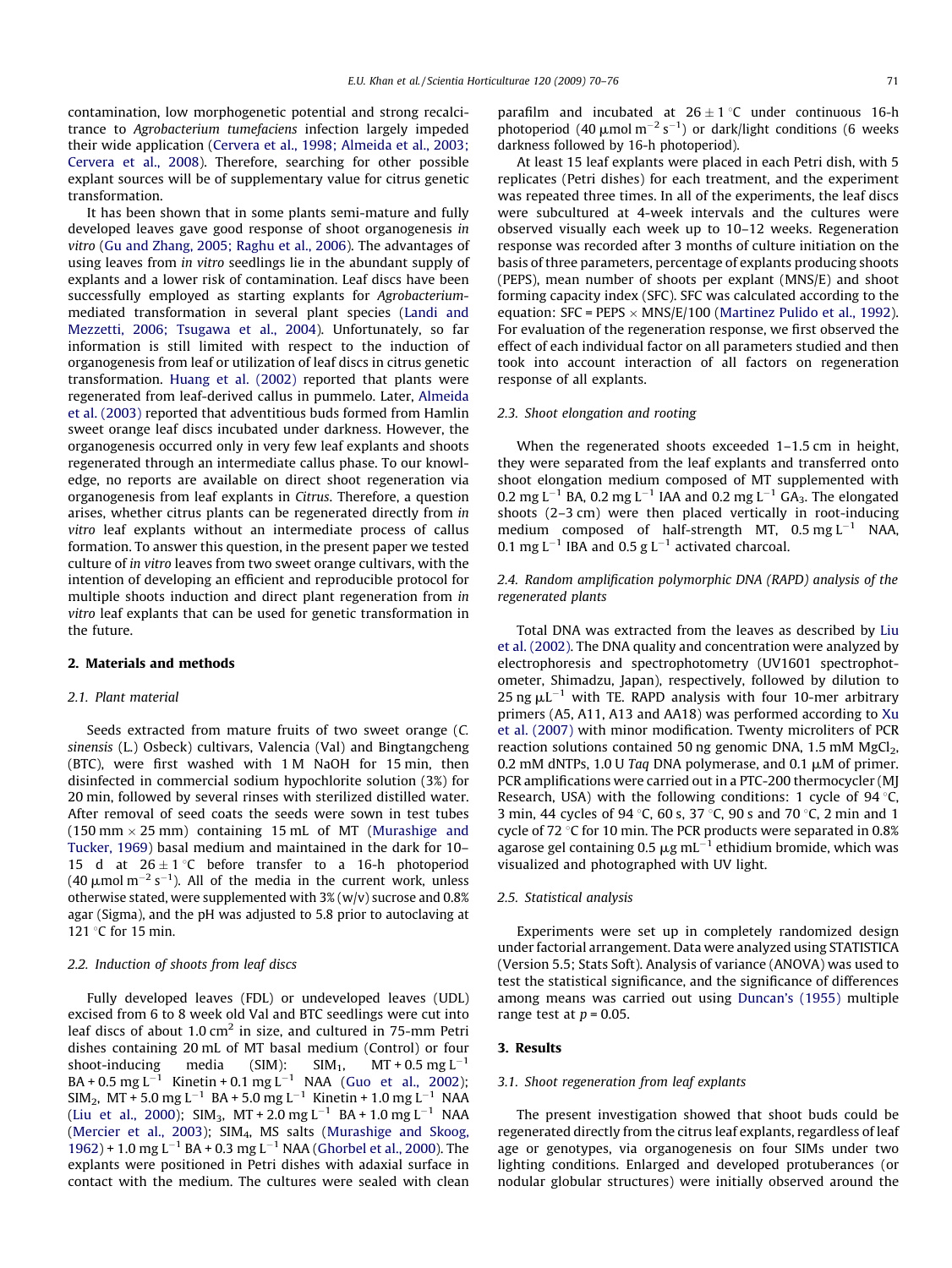contamination, low morphogenetic potential and strong recalcitrance to *Agrobacterium tumefaciens* infection largely impeded their wide application (Cervera et al., 1998; Almeida et al., 2003; Cervera et al., 2008). Therefore, searching for other possible explant sources will be of supplementary value for citrus genetic transformation.

It has been shown that in some plants semi-mature and fully developed leaves gave good response of shoot organogenesis *in vitro* (Gu and Zhang, 2005; Raghu et al., 2006). The advantages of using leaves from *in vitro* seedlings lie in the abundant supply of explants and a lower risk of contamination. Leaf discs have been successfully employed as starting explants for *Agrobacterium*-mediated transformation in several plant species (Landi and Mezzetti, 2006; Tsugawa et al., 2004). Unfortunately, so far information is still limited with respect to the induction of organogenesis from leaf or utilization of leaf discs in citrus genetic transformation. Huang et al. (2002) reported that plants were regenerated from leaf-derived callus in pummelo. Later, Almeida et al. (2003) reported that adventitious buds formed from Hamlin sweet orange leaf discs incubated under darkness. However, the organogenesis occurred only in very few leaf explants and shoots regenerated through an intermediate callus phase. To our knowledge, no reports are available on direct shoot regeneration via organogenesis from leaf explants in *Citrus*. Therefore, a question arises, whether citrus plants can be regenerated directly from *in vitro* leaf explants without an intermediate process of callus formation. To answer this question, in the present paper we tested culture of *in vitro* leaves from two sweet orange cultivars, with the intention of developing an efficient and reproducible protocol for multiple shoots induction and direct plant regeneration from *in vitro* leaf explants that can be used for genetic transformation in the future.

## 2. Materials and methods

### 2.1. Plant material

Seeds extracted from mature fruits of two sweet orange (*C. sinensis* (L.) Osbeck) cultivars, Valencia (Val) and Bingtangcheng (BTC), were first washed with 1 M NaOH for 15 min, then disinfected in commercial sodium hypochlorite solution (3%) for 20 min, followed by several rinses with sterilized distilled water. After removal of seed coats the seeds were sown in test tubes (150 mm × 25 mm) containing 15 mL of MT (Murashige and Tucker, 1969) basal medium and maintained in the dark for 10–15 d at 26 ± 1 °C before transfer to a 16-h photoperiod (40 μmol $m^{-2}$ $s^{-1}$). All of the media in the current work, unless otherwise stated, were supplemented with 3% (w/v) sucrose and 0.8% agar (Sigma), and the pH was adjusted to 5.8 prior to autoclaving at 121 °C for 15 min.

### 2.2. Induction of shoots from leaf discs

Fully developed leaves (FDL) or undeveloped leaves (UDL) excised from 6 to 8 week old Val and BTC seedlings were cut into leaf discs of about 1.0 $cm^2$ in size, and cultured in 75-mm Petri dishes containing 20 mL of MT basal medium (Control) or four shoot-inducing media (SIM): $SIM_1$, MT + 0.5 mg $L^{-1}$ BA + 0.5 mg $L^{-1}$ Kinetin + 0.1 mg $L^{-1}$ NAA (Guo et al., 2002); $SIM_2$, MT + 5.0 mg $L^{-1}$ BA + 5.0 mg $L^{-1}$ Kinetin + 1.0 mg $L^{-1}$ NAA (Liu et al., 2000); $SIM_3$, MT + 2.0 mg $L^{-1}$ BA + 1.0 mg $L^{-1}$ NAA (Mercier et al., 2003); $SIM_4$, MS salts (Murashige and Skoog, 1962) + 1.0 mg $L^{-1}$ BA + 0.3 mg $L^{-1}$ NAA (Ghorbel et al., 2000). The explants were positioned in Petri dishes with adaxial surface in contact with the medium. The cultures were sealed with clean parafilm and incubated at 26 ± 1 °C under continuous 16-h photoperiod (40 μmol $m^{-2}$ $s^{-1}$) or dark/light conditions (6 weeks darkness followed by 16-h photoperiod).

At least 15 leaf explants were placed in each Petri dish, with 5 replicates (Petri dishes) for each treatment, and the experiment was repeated three times. In all of the experiments, the leaf discs were subcultured at 4-week intervals and the cultures were observed visually each week up to 10–12 weeks. Regeneration response was recorded after 3 months of culture initiation on the basis of three parameters, percentage of explants producing shoots (PEPS), mean number of shoots per explant (MNS/E) and shoot forming capacity index (SFC). SFC was calculated according to the equation: SFC = PEPS × MNS/E/100 (Martinez Pulido et al., 1992). For evaluation of the regeneration response, we first observed the effect of each individual factor on all parameters studied and then took into account interaction of all factors on regeneration response of all explants.

### 2.3. Shoot elongation and rooting

When the regenerated shoots exceeded 1–1.5 cm in height, they were separated from the leaf explants and transferred onto shoot elongation medium composed of MT supplemented with 0.2 mg $L^{-1}$ BA, 0.2 mg $L^{-1}$ IAA and 0.2 mg $L^{-1}$ $GA_3$. The elongated shoots (2–3 cm) were then placed vertically in root-inducing medium composed of half-strength MT, 0.5 mg $L^{-1}$ NAA, 0.1 mg $L^{-1}$ IBA and 0.5 g $L^{-1}$ activated charcoal.

### 2.4. Random amplification polymorphic DNA (RAPD) analysis of the regenerated plants

Total DNA was extracted from the leaves as described by Liu et al. (2002). The DNA quality and concentration were analyzed by electrophoresis and spectrophotometry (UV1601 spectrophotometer, Shimadzu, Japan), respectively, followed by dilution to 25 ng μ$L^{-1}$ with TE. RAPD analysis with four 10-mer arbitrary primers (A5, A11, A13 and AA18) was performed according to Xu et al. (2007) with minor modification. Twenty microliters of PCR reaction solutions contained 50 ng genomic DNA, 1.5 mM $MgCl_2$, 0.2 mM dNTPs, 1.0 U *Taq* DNA polymerase, and 0.1 μM of primer. PCR amplifications were carried out in a PTC-200 thermocycler (MJ Research, USA) with the following conditions: 1 cycle of 94 °C, 3 min, 44 cycles of 94 °C, 60 s, 37 °C, 90 s and 70 °C, 2 min and 1 cycle of 72 °C for 10 min. The PCR products were separated in 0.8% agarose gel containing 0.5 μg m$L^{-1}$ ethidium bromide, which was visualized and photographed with UV light.

### 2.5. Statistical analysis

Experiments were set up in completely randomized design under factorial arrangement. Data were analyzed using STATISTICA (Version 5.5; Stats Soft). Analysis of variance (ANOVA) was used to test the statistical significance, and the significance of differences among means was carried out using Duncan's (1955) multiple range test at $p = 0.05$.

## 3. Results

### 3.1. Shoot regeneration from leaf explants

The present investigation showed that shoot buds could be regenerated directly from the citrus leaf explants, regardless of leaf age or genotypes, via organogenesis on four SIMs under two lighting conditions. Enlarged and developed protuberances (or nodular globular structures) were initially observed around the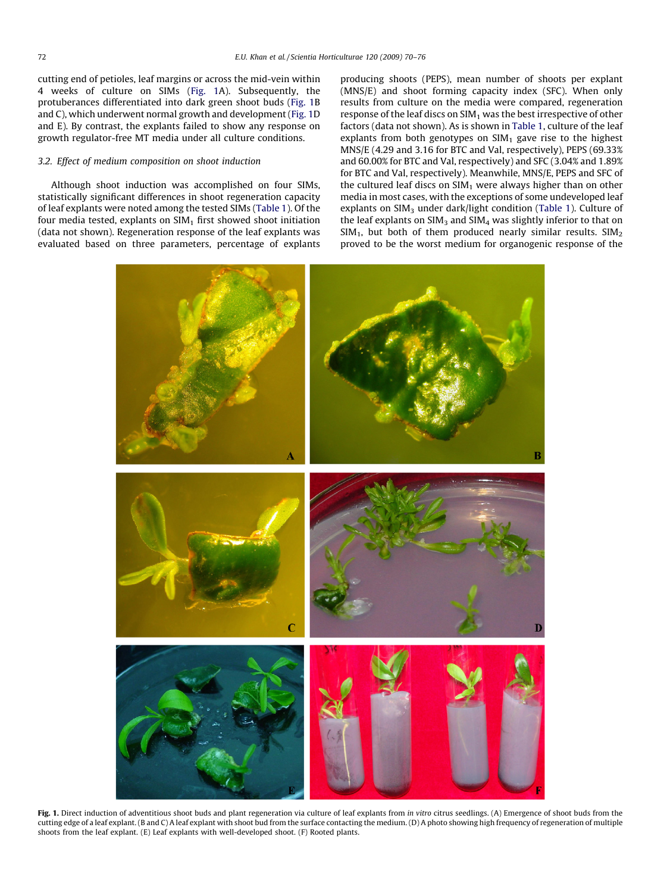cutting end of petioles, leaf margins or across the mid-vein within 4 weeks of culture on SIMs (Fig. 1A). Subsequently, the protuberances differentiated into dark green shoot buds (Fig. 1B and C), which underwent normal growth and development (Fig. 1D and E). By contrast, the explants failed to show any response on growth regulator-free MT media under all culture conditions.

### 3.2. Effect of medium composition on shoot induction

Although shoot induction was accomplished on four SIMs, statistically significant differences in shoot regeneration capacity of leaf explants were noted among the tested SIMs (Table 1). Of the four media tested, explants on $SIM_1$ first showed shoot initiation (data not shown). Regeneration response of the leaf explants was evaluated based on three parameters, percentage of explants producing shoots (PEPS), mean number of shoots per explant (MNS/E) and shoot forming capacity index (SFC). When only results from culture on the media were compared, regeneration response of the leaf discs on $SIM_1$ was the best irrespective of other factors (data not shown). As is shown in Table 1, culture of the leaf explants from both genotypes on $SIM_1$ gave rise to the highest MNS/E (4.29 and 3.16 for BTC and Val, respectively), PEPS (69.33% and 60.00% for BTC and Val, respectively) and SFC (3.04% and 1.89% for BTC and Val, respectively). Meanwhile, MNS/E, PEPS and SFC of the cultured leaf discs on $SIM_1$ were always higher than on other media in most cases, with the exceptions of some undeveloped leaf explants on $SIM_3$ under dark/light condition (Table 1). Culture of the leaf explants on $SIM_3$ and $SIM_4$ was slightly inferior to that on $SIM_1$, but both of them produced nearly similar results. $SIM_2$ proved to be the worst medium for organogenic response of the

**Fig. 1.** Direct induction of adventitious shoot buds and plant regeneration via culture of leaf explants from *in vitro* citrus seedlings. (A) Emergence of shoot buds from the cutting edge of a leaf explant. (B and C) A leaf explant with shoot bud from the surface contacting the medium. (D) A photo showing high frequency of regeneration of multiple shoots from the leaf explant. (E) Leaf explants with well-developed shoot. (F) Rooted plants.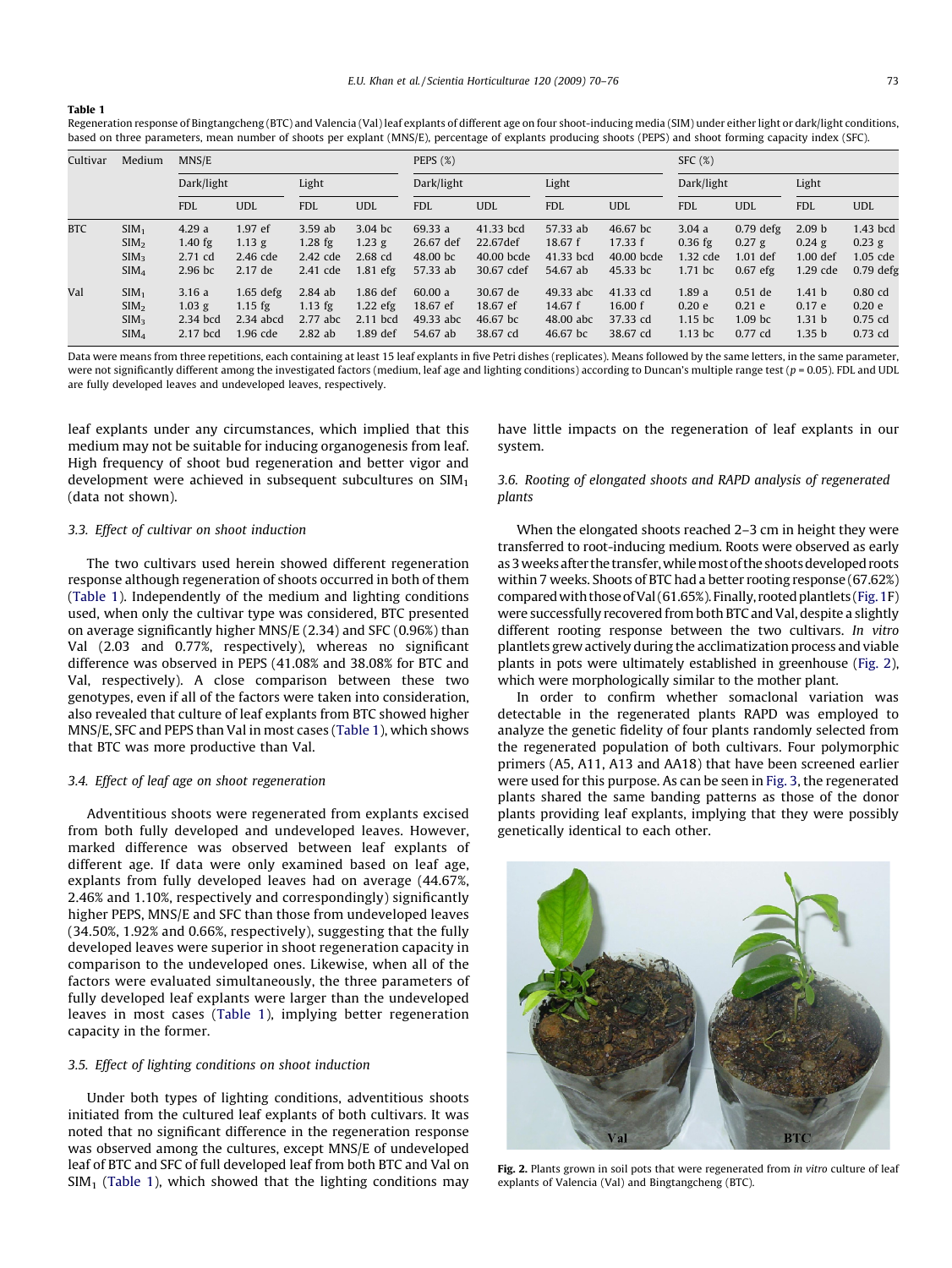**Table 1**

Regeneration response of Bingtangcheng (BTC) and Valencia (Val) leaf explants of different age on four shoot-inducing media (SIM) under either light or dark/light conditions, based on three parameters, mean number of shoots per explant (MNS/E), percentage of explants producing shoots (PEPS) and shoot forming capacity index (SFC).

| Cultivar | Medium | MNS/E | | | | PEPS (%) | | | | SFC (%) | | | |
|---|---|---|---|---|---|---|---|---|---|---|---|---|---|
| | | Dark/light | | Light | | Dark/light | | Light | | Dark/light | | Light | |
| | | FDL | UDL | FDL | UDL | FDL | UDL | FDL | UDL | FDL | UDL | FDL | UDL |
| BTC | $SIM_1$ | 4.29 a | 1.97 ef | 3.59 ab | 3.04 bc | 69.33 a | 41.33 bcd | 57.33 ab | 46.67 bc | 3.04 a | 0.79 defg | 2.09 b | 1.43 bcd |
| | $SIM_2$ | 1.40 fg | 1.13 g | 1.28 fg | 1.23 g | 26.67 def | 22.67def | 18.67 f | 17.33 f | 0.36 fg | 0.27 g | 0.24 g | 0.23 g |
| | $SIM_3$ | 2.71 cd | 2.46 cde | 2.42 cde | 2.68 cd | 48.00 bc | 40.00 bcde | 41.33 bcd | 40.00 bcde | 1.32 cde | 1.01 def | 1.00 def | 1.05 cde |
| | $SIM_4$ | 2.96 bc | 2.17 de | 2.41 cde | 1.81 efg | 57.33 ab | 30.67 cdef | 54.67 ab | 45.33 bc | 1.71 bc | 0.67 efg | 1.29 cde | 0.79 defg |
| Val | $SIM_1$ | 3.16 a | 1.65 defg | 2.84 ab | 1.86 def | 60.00 a | 30.67 de | 49.33 abc | 41.33 cd | 1.89 a | 0.51 de | 1.41 b | 0.80 cd |
| | $SIM_2$ | 1.03 g | 1.15 fg | 1.13 fg | 1.22 efg | 18.67 ef | 18.67 ef | 14.67 f | 16.00 f | 0.20 e | 0.21 e | 0.17 e | 0.20 e |
| | $SIM_3$ | 2.34 bcd | 2.34 abcd | 2.77 abc | 2.11 bcd | 49.33 abc | 46.67 bc | 48.00 abc | 37.33 cd | 1.15 bc | 1.09 bc | 1.31 b | 0.75 cd |
| | $SIM_4$ | 2.17 bcd | 1.96 cde | 2.82 ab | 1.89 def | 54.67 ab | 38.67 cd | 46.67 bc | 38.67 cd | 1.13 bc | 0.77 cd | 1.35 b | 0.73 cd |

Data were means from three repetitions, each containing at least 15 leaf explants in five Petri dishes (replicates). Means followed by the same letters, in the same parameter, were not significantly different among the investigated factors (medium, leaf age and lighting conditions) according to Duncan's multiple range test ($p = 0.05$). FDL and UDL are fully developed leaves and undeveloped leaves, respectively.

leaf explants under any circumstances, which implied that this medium may not be suitable for inducing organogenesis from leaf. High frequency of shoot bud regeneration and better vigor and development were achieved in subsequent subcultures on $SIM_1$ (data not shown).

### 3.3. Effect of cultivar on shoot induction

The two cultivars used herein showed different regeneration response although regeneration of shoots occurred in both of them (Table 1). Independently of the medium and lighting conditions used, when only the cultivar type was considered, BTC presented on average significantly higher MNS/E (2.34) and SFC (0.96%) than Val (2.03 and 0.77%, respectively), whereas no significant difference was observed in PEPS (41.08% and 38.08% for BTC and Val, respectively). A close comparison between these two genotypes, even if all of the factors were taken into consideration, also revealed that culture of leaf explants from BTC showed higher MNS/E, SFC and PEPS than Val in most cases (Table 1), which shows that BTC was more productive than Val.

### 3.4. Effect of leaf age on shoot regeneration

Adventitious shoots were regenerated from explants excised from both fully developed and undeveloped leaves. However, marked difference was observed between leaf explants of different age. If data were only examined based on leaf age, explants from fully developed leaves had on average (44.67%, 2.46% and 1.10%, respectively and correspondingly) significantly higher PEPS, MNS/E and SFC than those from undeveloped leaves (34.50%, 1.92% and 0.66%, respectively), suggesting that the fully developed leaves were superior in shoot regeneration capacity in comparison to the undeveloped ones. Likewise, when all of the factors were evaluated simultaneously, the three parameters of fully developed leaf explants were larger than the undeveloped leaves in most cases (Table 1), implying better regeneration capacity in the former.

### 3.5. Effect of lighting conditions on shoot induction

Under both types of lighting conditions, adventitious shoots initiated from the cultured leaf explants of both cultivars. It was noted that no significant difference in the regeneration response was observed among the cultures, except MNS/E of undeveloped leaf of BTC and SFC of full developed leaf from both BTC and Val on $SIM_1$ (Table 1), which showed that the lighting conditions may have little impacts on the regeneration of leaf explants in our system.

### 3.6. Rooting of elongated shoots and RAPD analysis of regenerated plants

When the elongated shoots reached 2–3 cm in height they were transferred to root-inducing medium. Roots were observed as early as 3 weeks after the transfer, while most of the shoots developed roots within 7 weeks. Shoots of BTC had a better rooting response (67.62%) compared with those of Val (61.65%). Finally, rooted plantlets (Fig. 1F) were successfully recovered from both BTC and Val, despite a slightly different rooting response between the two cultivars. *In vitro* plantlets grew actively during the acclimatization process and viable plants in pots were ultimately established in greenhouse (Fig. 2), which were morphologically similar to the mother plant.

In order to confirm whether somaclonal variation was detectable in the regenerated plants RAPD was employed to analyze the genetic fidelity of four plants randomly selected from the regenerated population of both cultivars. Four polymorphic primers (A5, A11, A13 and AA18) that have been screened earlier were used for this purpose. As can be seen in Fig. 3, the regenerated plants shared the same banding patterns as those of the donor plants providing leaf explants, implying that they were possibly genetically identical to each other.

**Fig. 2.** Plants grown in soil pots that were regenerated from *in vitro* culture of leaf explants of Valencia (Val) and Bingtangcheng (BTC).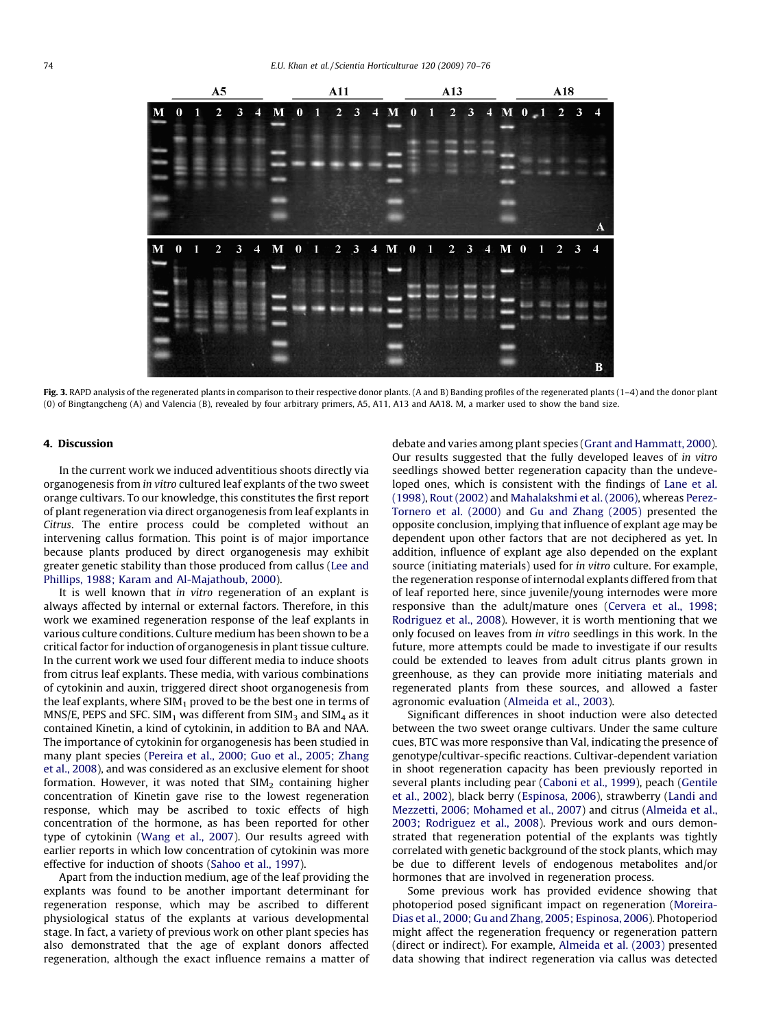Fig. 3. RAPD analysis of the regenerated plants in comparison to their respective donor plants. (A and B) Banding profiles of the regenerated plants (1–4) and the donor plant (0) of Bingtangcheng (A) and Valencia (B), revealed by four arbitrary primers, A5, A11, A13 and AA18. M, a marker used to show the band size.

## 4. Discussion

In the current work we induced adventitious shoots directly via organogenesis from *in vitro* cultured leaf explants of the two sweet orange cultivars. To our knowledge, this constitutes the first report of plant regeneration via direct organogenesis from leaf explants in *Citrus*. The entire process could be completed without an intervening callus formation. This point is of major importance because plants produced by direct organogenesis may exhibit greater genetic stability than those produced from callus (Lee and Phillips, 1988; Karam and Al-Majathoub, 2000).

It is well known that *in vitro* regeneration of an explant is always affected by internal or external factors. Therefore, in this work we examined regeneration response of the leaf explants in various culture conditions. Culture medium has been shown to be a critical factor for induction of organogenesis in plant tissue culture. In the current work we used four different media to induce shoots from citrus leaf explants. These media, with various combinations of cytokinin and auxin, triggered direct shoot organogenesis from the leaf explants, where $SIM_1$ proved to be the best one in terms of MNS/E, PEPS and SFC. $SIM_1$ was different from $SIM_3$ and $SIM_4$ as it contained Kinetin, a kind of cytokinin, in addition to BA and NAA. The importance of cytokinin for organogenesis has been studied in many plant species (Pereira et al., 2000; Guo et al., 2005; Zhang et al., 2008), and was considered as an exclusive element for shoot formation. However, it was noted that $SIM_2$ containing higher concentration of Kinetin gave rise to the lowest regeneration response, which may be ascribed to toxic effects of high concentration of the hormone, as has been reported for other type of cytokinin (Wang et al., 2007). Our results agreed with earlier reports in which low concentration of cytokinin was more effective for induction of shoots (Sahoo et al., 1997).

Apart from the induction medium, age of the leaf providing the explants was found to be another important determinant for regeneration response, which may be ascribed to different physiological status of the explants at various developmental stage. In fact, a variety of previous work on other plant species has also demonstrated that the age of explant donors affected regeneration, although the exact influence remains a matter of debate and varies among plant species (Grant and Hammatt, 2000). Our results suggested that the fully developed leaves of *in vitro* seedlings showed better regeneration capacity than the undeveloped ones, which is consistent with the findings of Lane et al. (1998), Rout (2002) and Mahalakshmi et al. (2006), whereas Perez-Tornero et al. (2000) and Gu and Zhang (2005) presented the opposite conclusion, implying that influence of explant age may be dependent upon other factors that are not deciphered as yet. In addition, influence of explant age also depended on the explant source (initiating materials) used for *in vitro* culture. For example, the regeneration response of internodal explants differed from that of leaf reported here, since juvenile/young internodes were more responsive than the adult/mature ones (Cervera et al., 1998; Rodriguez et al., 2008). However, it is worth mentioning that we only focused on leaves from *in vitro* seedlings in this work. In the future, more attempts could be made to investigate if our results could be extended to leaves from adult citrus plants grown in greenhouse, as they can provide more initiating materials and regenerated plants from these sources, and allowed a faster agronomic evaluation (Almeida et al., 2003).

Significant differences in shoot induction were also detected between the two sweet orange cultivars. Under the same culture cues, BTC was more responsive than Val, indicating the presence of genotype/cultivar-specific reactions. Cultivar-dependent variation in shoot regeneration capacity has been previously reported in several plants including pear (Caboni et al., 1999), peach (Gentile et al., 2002), black berry (Espinosa, 2006), strawberry (Landi and Mezzetti, 2006; Mohamed et al., 2007) and citrus (Almeida et al., 2003; Rodriguez et al., 2008). Previous work and ours demonstrated that regeneration potential of the explants was tightly correlated with genetic background of the stock plants, which may be due to different levels of endogenous metabolites and/or hormones that are involved in regeneration process.

Some previous work has provided evidence showing that photoperiod posed significant impact on regeneration (Moreira-Dias et al., 2000; Gu and Zhang, 2005; Espinosa, 2006). Photoperiod might affect the regeneration frequency or regeneration pattern (direct or indirect). For example, Almeida et al. (2003) presented data showing that indirect regeneration via callus was detected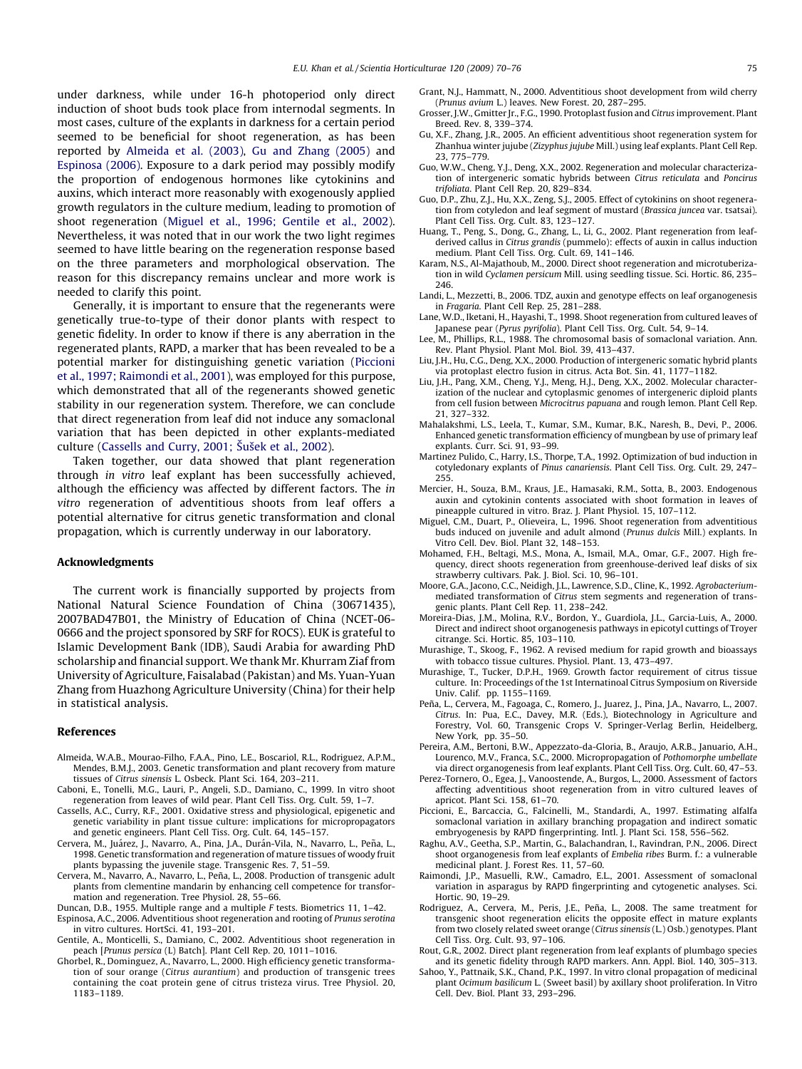under darkness, while under 16-h photoperiod only direct induction of shoot buds took place from internodal segments. In most cases, culture of the explants in darkness for a certain period seemed to be beneficial for shoot regeneration, as has been reported by Almeida et al. (2003), Gu and Zhang (2005) and Espinosa (2006). Exposure to a dark period may possibly modify the proportion of endogenous hormones like cytokinins and auxins, which interact more reasonably with exogenously applied growth regulators in the culture medium, leading to promotion of shoot regeneration (Miguel et al., 1996; Gentile et al., 2002). Nevertheless, it was noted that in our work the two light regimes seemed to have little bearing on the regeneration response based on the three parameters and morphological observation. The reason for this discrepancy remains unclear and more work is needed to clarify this point.

Generally, it is important to ensure that the regenerants were genetically true-to-type of their donor plants with respect to genetic fidelity. In order to know if there is any aberration in the regenerated plants, RAPD, a marker that has been revealed to be a potential marker for distinguishing genetic variation (Piccioni et al., 1997; Raimondi et al., 2001), was employed for this purpose, which demonstrated that all of the regenerants showed genetic stability in our regeneration system. Therefore, we can conclude that direct regeneration from leaf did not induce any somaclonal variation that has been depicted in other explants-mediated culture (Cassells and Curry, 2001; Šušek et al., 2002).

Taken together, our data showed that plant regeneration through *in vitro* leaf explant has been successfully achieved, although the efficiency was affected by different factors. The *in vitro* regeneration of adventitious shoots from leaf offers a potential alternative for citrus genetic transformation and clonal propagation, which is currently underway in our laboratory.

## Acknowledgments

The current work is financially supported by projects from National Natural Science Foundation of China (30671435), 2007BAD47B01, the Ministry of Education of China (NCET-06-0666 and the project sponsored by SRF for ROCS). EUK is grateful to Islamic Development Bank (IDB), Saudi Arabia for awarding PhD scholarship and financial support. We thank Mr. Khurram Ziaf from University of Agriculture, Faisalabad (Pakistan) and Ms. Yuan-Yuan Zhang from Huazhong Agriculture University (China) for their help in statistical analysis.

## References

Almeida, W.A.B., Mourao-Filho, F.A.A., Pino, L.E., Boscariol, R.L., Rodriguez, A.P.M., Mendes, B.M.J., 2003. Genetic transformation and plant recovery from mature tissues of *Citrus sinensis* L. Osbeck. Plant Sci. 164, 203–211.

Caboni, E., Tonelli, M.G., Lauri, P., Angeli, S.D., Damiano, C., 1999. In vitro shoot regeneration from leaves of wild pear. Plant Cell Tiss. Org. Cult. 59, 1–7.

Cassells, A.C., Curry, R.F., 2001. Oxidative stress and physiological, epigenetic and genetic variability in plant tissue culture: implications for micropropagators and genetic engineers. Plant Cell Tiss. Org. Cult. 64, 145–157.

Cervera, M., Juárez, J., Navarro, A., Pina, J.A., Durán-Vila, N., Navarro, L., Peña, L., 1998. Genetic transformation and regeneration of mature tissues of woody fruit plants bypassing the juvenile stage. Transgenic Res. 7, 51–59.

Cervera, M., Navarro, A., Navarro, L., Peña, L., 2008. Production of transgenic adult plants from clementine mandarin by enhancing cell competence for transformation and regeneration. Tree Physiol. 28, 55–66.

Duncan, D.B., 1955. Multiple range and a multiple *F* tests. Biometrics 11, 1–42.

Espinosa, A.C., 2006. Adventitious shoot regeneration and rooting of *Prunus serotina* in vitro cultures. HortSci. 41, 193–201.

Gentile, A., Monticelli, S., Damiano, C., 2002. Adventitious shoot regeneration in peach [*Prunus persica* (L) Batch]. Plant Cell Rep. 20, 1011–1016.

Ghorbel, R., Dominguez, A., Navarro, L., 2000. High efficiency genetic transformation of sour orange (*Citrus aurantium*) and production of transgenic trees containing the coat protein gene of citrus tristeza virus. Tree Physiol. 20, 1183–1189.

Grant, N.J., Hammatt, N., 2000. Adventitious shoot development from wild cherry (*Prunus avium* L.) leaves. New Forest. 20, 287–295.

Grosser, J.W., Gmitter Jr., F.G., 1990. Protoplast fusion and *Citrus* improvement. Plant Breed. Rev. 8, 339–374.

Gu, X.F., Zhang, J.R., 2005. An efficient adventitious shoot regeneration system for Zhanhua winter jujube (*Zizyphus jujube* Mill.) using leaf explants. Plant Cell Rep. 23, 775–779.

Guo, W.W., Cheng, Y.J., Deng, X.X., 2002. Regeneration and molecular characterization of intergeneric somatic hybrids between *Citrus reticulata* and *Poncirus trifoliata*. Plant Cell Rep. 20, 829–834.

Guo, D.P., Zhu, Z.J., Hu, X.X., Zeng, S.J., 2005. Effect of cytokinins on shoot regeneration from cotyledon and leaf segment of mustard (*Brassica juncea* var. tsatsai). Plant Cell Tiss. Org. Cult. 83, 123–127.

Huang, T., Peng, S., Dong, G., Zhang, L., Li, G., 2002. Plant regeneration from leaf-derived callus in *Citrus grandis* (pummelo): effects of auxin in callus induction medium. Plant Cell Tiss. Org. Cult. 69, 141–146.

Karam, N.S., Al-Majathoub, M., 2000. Direct shoot regeneration and microtuberization in wild *Cyclamen persicum* Mill. using seedling tissue. Sci. Hortic. 86, 235–246.

Landi, L., Mezzetti, B., 2006. TDZ, auxin and genotype effects on leaf organogenesis in *Fragaria*. Plant Cell Rep. 25, 281–288.

Lane, W.D., Iketani, H., Hayashi, T., 1998. Shoot regeneration from cultured leaves of Japanese pear (*Pyrus pyrifolia*). Plant Cell Tiss. Org. Cult. 54, 9–14.

Lee, M., Phillips, R.L., 1988. The chromosomal basis of somaclonal variation. Ann. Rev. Plant Physiol. Plant Mol. Biol. 39, 413–437.

Liu, J.H., Hu, C.G., Deng, X.X., 2000. Production of intergeneric somatic hybrid plants via protoplast electro fusion in citrus. Acta Bot. Sin. 41, 1177–1182.

Liu, J.H., Pang, X.M., Cheng, Y.J., Meng, H.J., Deng, X.X., 2002. Molecular characterization of the nuclear and cytoplasmic genomes of intergeneric diploid plants from cell fusion between *Microcitrus papuana* and rough lemon. Plant Cell Rep. 21, 327–332.

Mahalakshmi, L.S., Leela, T., Kumar, S.M., Kumar, B.K., Naresh, B., Devi, P., 2006. Enhanced genetic transformation efficiency of mungbean by use of primary leaf explants. Curr. Sci. 91, 93–99.

Martinez Pulido, C., Harry, I.S., Thorpe, T.A., 1992. Optimization of bud induction in cotyledonary explants of *Pinus canariensis*. Plant Cell Tiss. Org. Cult. 29, 247–255.

Mercier, H., Souza, B.M., Kraus, J.E., Hamasaki, R.M., Sotta, B., 2003. Endogenous auxin and cytokinin contents associated with shoot formation in leaves of pineapple cultured in vitro. Braz. J. Plant Physiol. 15, 107–112.

Miguel, C.M., Duart, P., Olieveira, L., 1996. Shoot regeneration from adventitious buds induced on juvenile and adult almond (*Prunus dulcis* Mill.) explants. In Vitro Cell. Dev. Biol. Plant 32, 148–153.

Mohamed, F.H., Beltagi, M.S., Mona, A., Ismail, M.A., Omar, G.F., 2007. High frequency, direct shoots regeneration from greenhouse-derived leaf disks of six strawberry cultivars. Pak. J. Biol. Sci. 10, 96–101.

Moore, G.A., Jacono, C.C., Neidigh, J.L., Lawrence, S.D., Cline, K., 1992. *Agrobacterium*-mediated transformation of *Citrus* stem segments and regeneration of transgenic plants. Plant Cell Rep. 11, 238–242.

Moreira-Dias, J.M., Molina, R.V., Bordon, Y., Guardiola, J.L., Garcia-Luis, A., 2000. Direct and indirect shoot organogenesis pathways in epicotyl cuttings of Troyer citrange. Sci. Hortic. 85, 103–110.

Murashige, T., Skoog, F., 1962. A revised medium for rapid growth and bioassays with tobacco tissue cultures. Physiol. Plant. 13, 473–497.

Murashige, T., Tucker, D.P.H., 1969. Growth factor requirement of citrus tissue culture. In: Proceedings of the 1st Internatinoal Citrus Symposium on Riverside Univ. Calif. pp. 1155–1169.

Peña, L., Cervera, M., Fagoaga, C., Romero, J., Juarez, J., Pina, J.A., Navarro, L., 2007. *Citrus*. In: Pua, E.C., Davey, M.R. (Eds.), Biotechnology in Agriculture and Forestry, Vol. 60, Transgenic Crops V. Springer-Verlag Berlin, Heidelberg, New York, pp. 35–50.

Pereira, A.M., Bertoni, B.W., Appezzato-da-Gloria, B., Araujo, A.R.B., Januario, A.H., Lourenco, M.V., Franca, S.C., 2000. Micropropagation of *Pothomorphe umbellate* via direct organogenesis from leaf explants. Plant Cell Tiss. Org. Cult. 60, 47–53.

Perez-Tornero, O., Egea, J., Vanoostende, A., Burgos, L., 2000. Assessment of factors affecting adventitious shoot regeneration from in vitro cultured leaves of apricot. Plant Sci. 158, 61–70.

Piccioni, E., Barcaccia, G., Falcinelli, M., Standardi, A., 1997. Estimating alfalfa somaclonal variation in axillary branching propagation and indirect somatic embryogenesis by RAPD fingerprinting. Intl. J. Plant Sci. 158, 556–562.

Raghu, A.V., Geetha, S.P., Martin, G., Balachandran, I., Ravindran, P.N., 2006. Direct shoot organogenesis from leaf explants of *Embelia ribes* Burm. f.: a vulnerable medicinal plant. J. Forest Res. 11, 57–60.

Raimondi, J.P., Masuelli, R.W., Camadro, E.L., 2001. Assessment of somaclonal variation in asparagus by RAPD fingerprinting and cytogenetic analyses. Sci. Hortic. 90, 19–29.

Rodriguez, A., Cervera, M., Peris, J.E., Peña, L., 2008. The same treatment for transgenic shoot regeneration elicits the opposite effect in mature explants from two closely related sweet orange (*Citrus sinensis* (L.) Osb.) genotypes. Plant Cell Tiss. Org. Cult. 93, 97–106.

Rout, G.R., 2002. Direct plant regeneration from leaf explants of plumbago species and its genetic fidelity through RAPD markers. Ann. Appl. Biol. 140, 305–313.

Sahoo, Y., Pattnaik, S.K., Chand, P.K., 1997. In vitro clonal propagation of medicinal plant *Ocimum basilicum* L. (Sweet basil) by axillary shoot proliferation. In Vitro Cell. Dev. Biol. Plant 33, 293–296.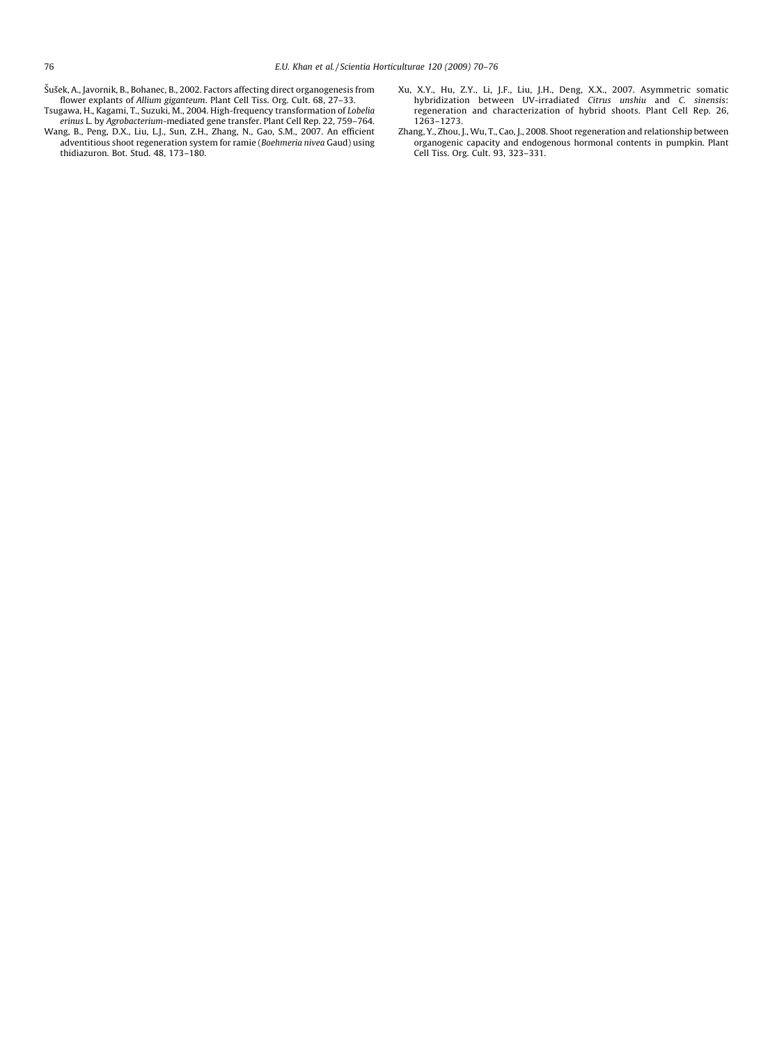Šušek, A., Javornik, B., Bohanec, B., 2002. Factors affecting direct organogenesis from flower explants of *Allium giganteum*. Plant Cell Tiss. Org. Cult. 68, 27–33.

Tsugawa, H., Kagami, T., Suzuki, M., 2004. High-frequency transformation of *Lobelia erinus* L. by *Agrobacterium*-mediated gene transfer. Plant Cell Rep. 22, 759–764.

Wang, B., Peng, D.X., Liu, L.J., Sun, Z.H., Zhang, N., Gao, S.M., 2007. An efficient adventitious shoot regeneration system for ramie (*Boehmeria nivea* Gaud) using thidiazuron. Bot. Stud. 48, 173–180.

Xu, X.Y., Hu, Z.Y., Li, J.F., Liu, J.H., Deng, X.X., 2007. Asymmetric somatic hybridization between UV-irradiated *Citrus unshiu* and *C. sinensis*: regeneration and characterization of hybrid shoots. Plant Cell Rep. 26, 1263–1273.

Zhang, Y., Zhou, J., Wu, T., Cao, J., 2008. Shoot regeneration and relationship between organogenic capacity and endogenous hormonal contents in pumpkin. Plant Cell Tiss. Org. Cult. 93, 323–331.